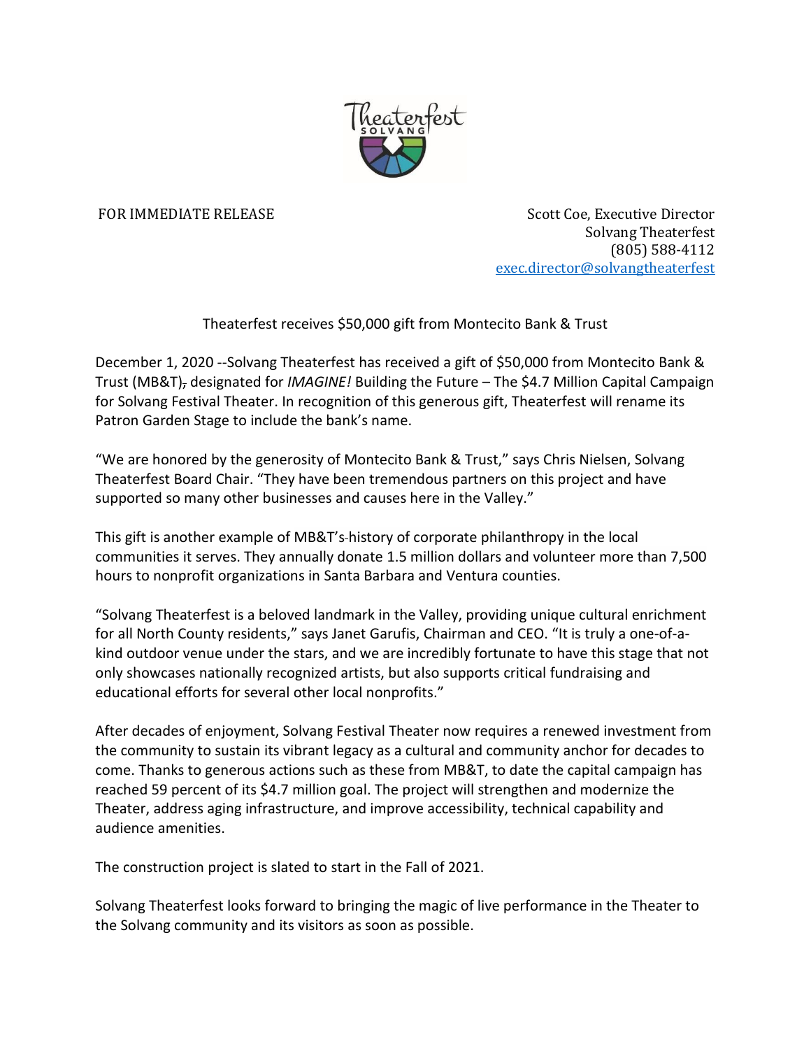FOR IMMEDIATE RELEASE

Scott Coe, Executive Director
Solvang Theaterfest
(805) 588-4112
exec.director@solvangtheaterfest

Theaterfest receives $50,000 gift from Montecito Bank & Trust

December 1, 2020 --Solvang Theaterfest has received a gift of $50,000 from Montecito Bank & Trust (MB&T), designated for *IMAGINE!* Building the Future – The $4.7 Million Capital Campaign for Solvang Festival Theater. In recognition of this generous gift, Theaterfest will rename its Patron Garden Stage to include the bank's name.

"We are honored by the generosity of Montecito Bank & Trust," says Chris Nielsen, Solvang Theaterfest Board Chair. "They have been tremendous partners on this project and have supported so many other businesses and causes here in the Valley."

This gift is another example of MB&T's history of corporate philanthropy in the local communities it serves. They annually donate 1.5 million dollars and volunteer more than 7,500 hours to nonprofit organizations in Santa Barbara and Ventura counties.

"Solvang Theaterfest is a beloved landmark in the Valley, providing unique cultural enrichment for all North County residents," says Janet Garufis, Chairman and CEO. "It is truly a one-of-a-kind outdoor venue under the stars, and we are incredibly fortunate to have this stage that not only showcases nationally recognized artists, but also supports critical fundraising and educational efforts for several other local nonprofits."

After decades of enjoyment, Solvang Festival Theater now requires a renewed investment from the community to sustain its vibrant legacy as a cultural and community anchor for decades to come. Thanks to generous actions such as these from MB&T, to date the capital campaign has reached 59 percent of its $4.7 million goal. The project will strengthen and modernize the Theater, address aging infrastructure, and improve accessibility, technical capability and audience amenities.

The construction project is slated to start in the Fall of 2021.

Solvang Theaterfest looks forward to bringing the magic of live performance in the Theater to the Solvang community and its visitors as soon as possible.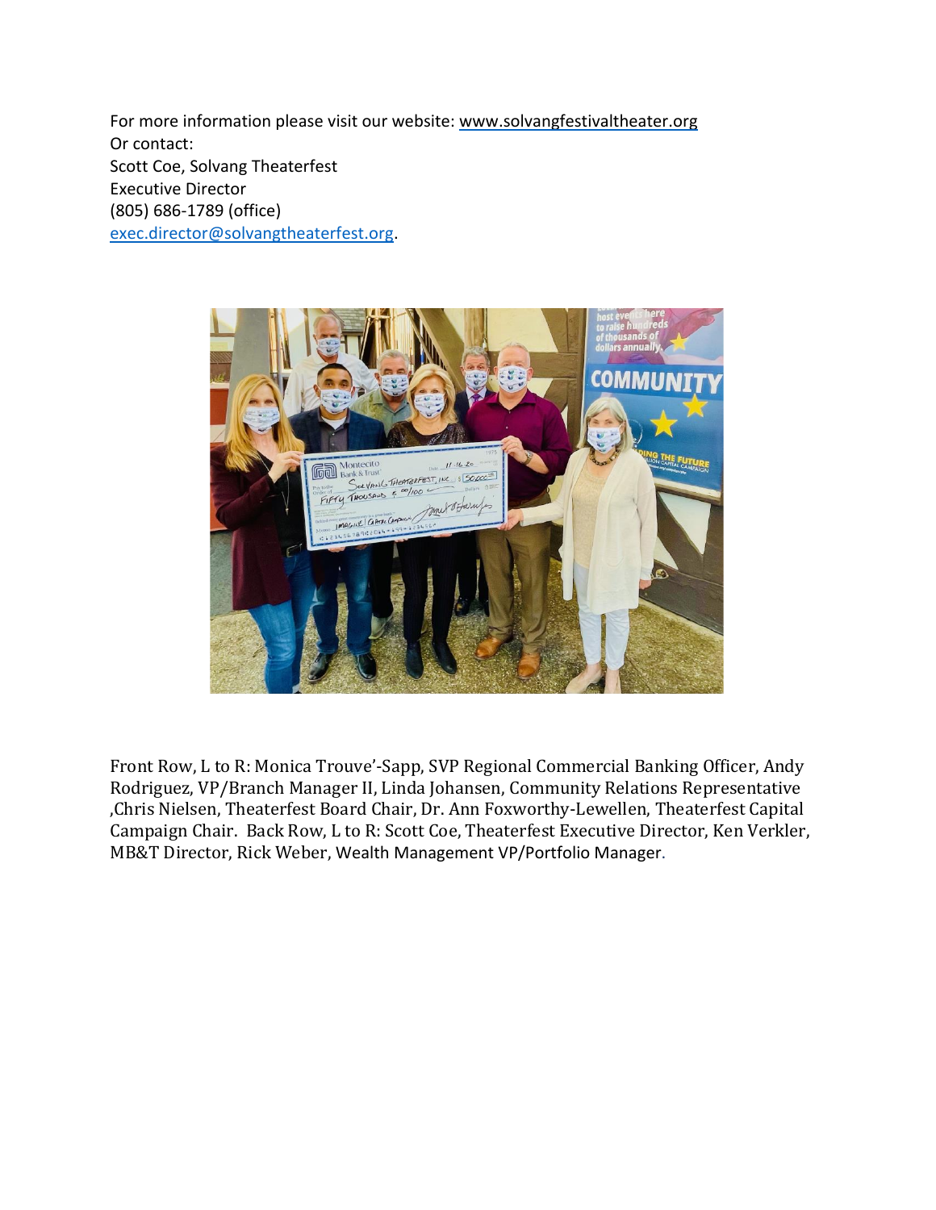For more information please visit our website: www.solvangfestivaltheater.org
Or contact:
Scott Coe, Solvang Theaterfest
Executive Director
(805) 686-1789 (office)
exec.director@solvangtheaterfest.org.

Front Row, L to R: Monica Trouve'-Sapp, SVP Regional Commercial Banking Officer, Andy Rodriguez, VP/Branch Manager II, Linda Johansen, Community Relations Representative ,Chris Nielsen, Theaterfest Board Chair, Dr. Ann Foxworthy-Lewellen, Theaterfest Capital Campaign Chair. Back Row, L to R: Scott Coe, Theaterfest Executive Director, Ken Verkler, MB&T Director, Rick Weber, Wealth Management VP/Portfolio Manager.